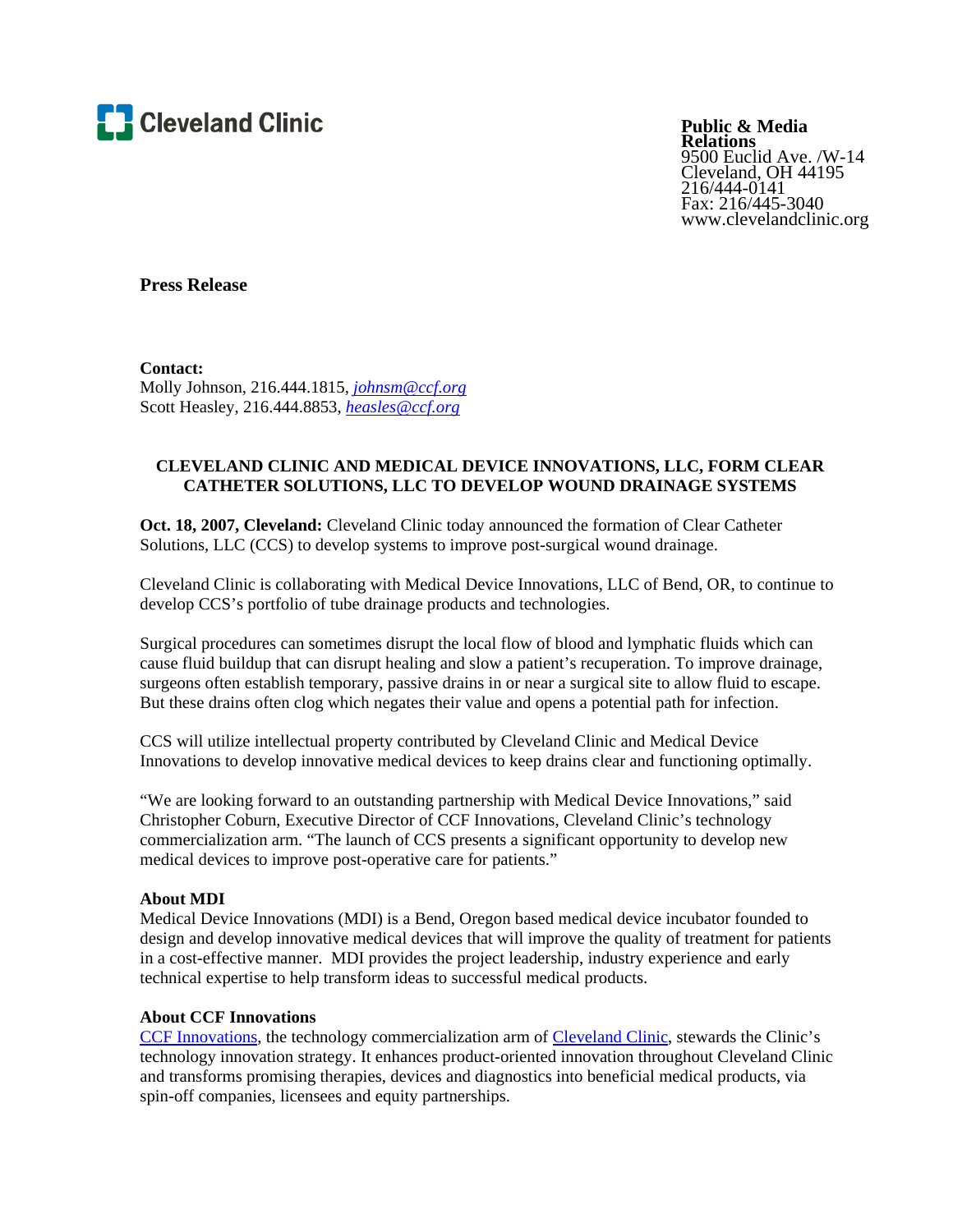Cleveland Clinic

**Public & Media Relations**
9500 Euclid Ave. /W-14
Cleveland, OH 44195
216/444-0141
Fax: 216/445-3040
www.clevelandclinic.org

**Press Release**

**Contact:**
Molly Johnson, 216.444.1815, *johnsm@ccf.org*
Scott Heasley, 216.444.8853, *heasles@ccf.org*

## CLEVELAND CLINIC AND MEDICAL DEVICE INNOVATIONS, LLC, FORM CLEAR CATHETER SOLUTIONS, LLC TO DEVELOP WOUND DRAINAGE SYSTEMS

**Oct. 18, 2007, Cleveland:** Cleveland Clinic today announced the formation of Clear Catheter Solutions, LLC (CCS) to develop systems to improve post-surgical wound drainage.

Cleveland Clinic is collaborating with Medical Device Innovations, LLC of Bend, OR, to continue to develop CCS's portfolio of tube drainage products and technologies.

Surgical procedures can sometimes disrupt the local flow of blood and lymphatic fluids which can cause fluid buildup that can disrupt healing and slow a patient's recuperation. To improve drainage, surgeons often establish temporary, passive drains in or near a surgical site to allow fluid to escape. But these drains often clog which negates their value and opens a potential path for infection.

CCS will utilize intellectual property contributed by Cleveland Clinic and Medical Device Innovations to develop innovative medical devices to keep drains clear and functioning optimally.

"We are looking forward to an outstanding partnership with Medical Device Innovations," said Christopher Coburn, Executive Director of CCF Innovations, Cleveland Clinic's technology commercialization arm. "The launch of CCS presents a significant opportunity to develop new medical devices to improve post-operative care for patients."

**About MDI**
Medical Device Innovations (MDI) is a Bend, Oregon based medical device incubator founded to design and develop innovative medical devices that will improve the quality of treatment for patients in a cost-effective manner. MDI provides the project leadership, industry experience and early technical expertise to help transform ideas to successful medical products.

**About CCF Innovations**
CCF Innovations, the technology commercialization arm of Cleveland Clinic, stewards the Clinic's technology innovation strategy. It enhances product-oriented innovation throughout Cleveland Clinic and transforms promising therapies, devices and diagnostics into beneficial medical products, via spin-off companies, licensees and equity partnerships.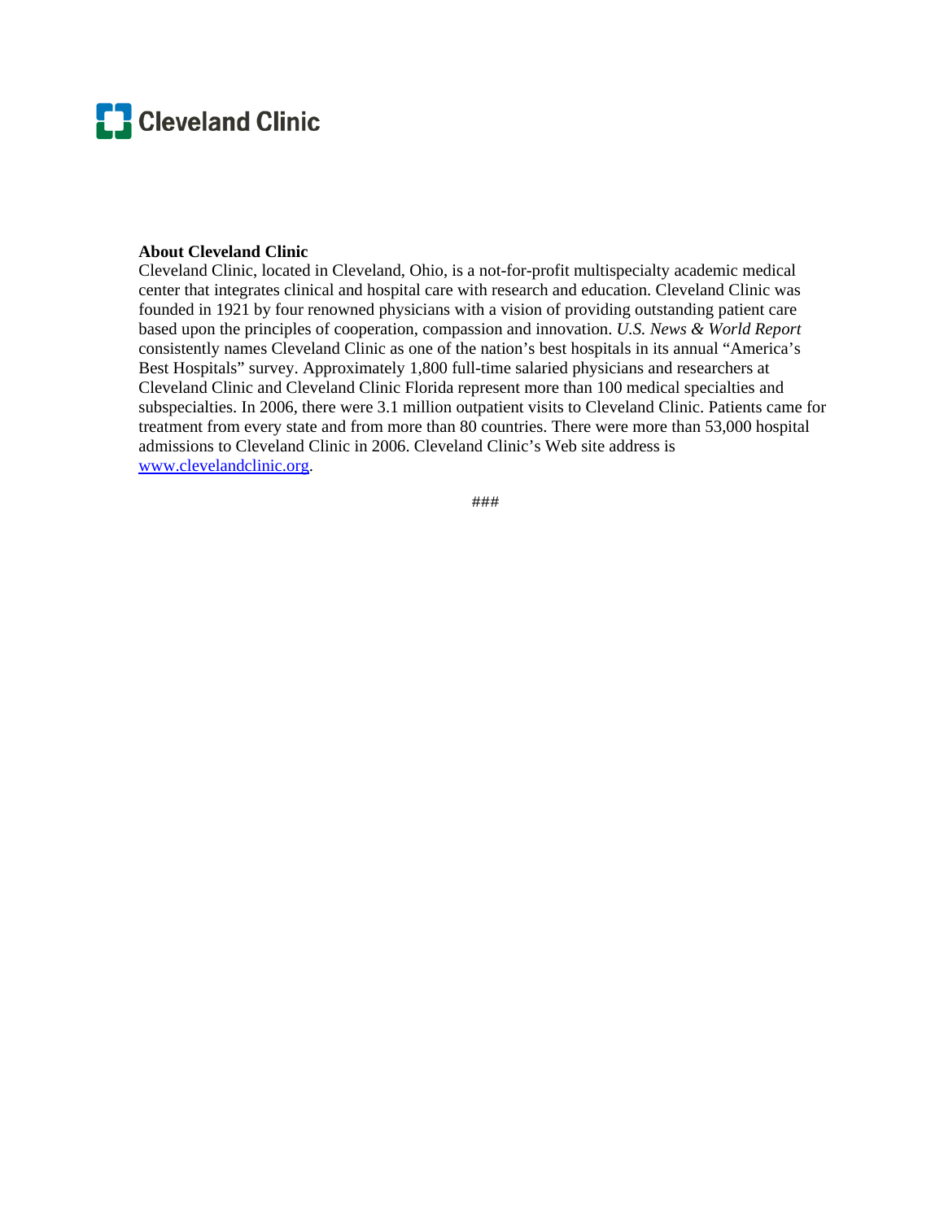Cleveland Clinic

**About Cleveland Clinic**

Cleveland Clinic, located in Cleveland, Ohio, is a not-for-profit multispecialty academic medical center that integrates clinical and hospital care with research and education. Cleveland Clinic was founded in 1921 by four renowned physicians with a vision of providing outstanding patient care based upon the principles of cooperation, compassion and innovation. *U.S. News & World Report* consistently names Cleveland Clinic as one of the nation's best hospitals in its annual "America's Best Hospitals" survey. Approximately 1,800 full-time salaried physicians and researchers at Cleveland Clinic and Cleveland Clinic Florida represent more than 100 medical specialties and subspecialties. In 2006, there were 3.1 million outpatient visits to Cleveland Clinic. Patients came for treatment from every state and from more than 80 countries. There were more than 53,000 hospital admissions to Cleveland Clinic in 2006. Cleveland Clinic's Web site address is [www.clevelandclinic.org](http://www.clevelandclinic.org).

###